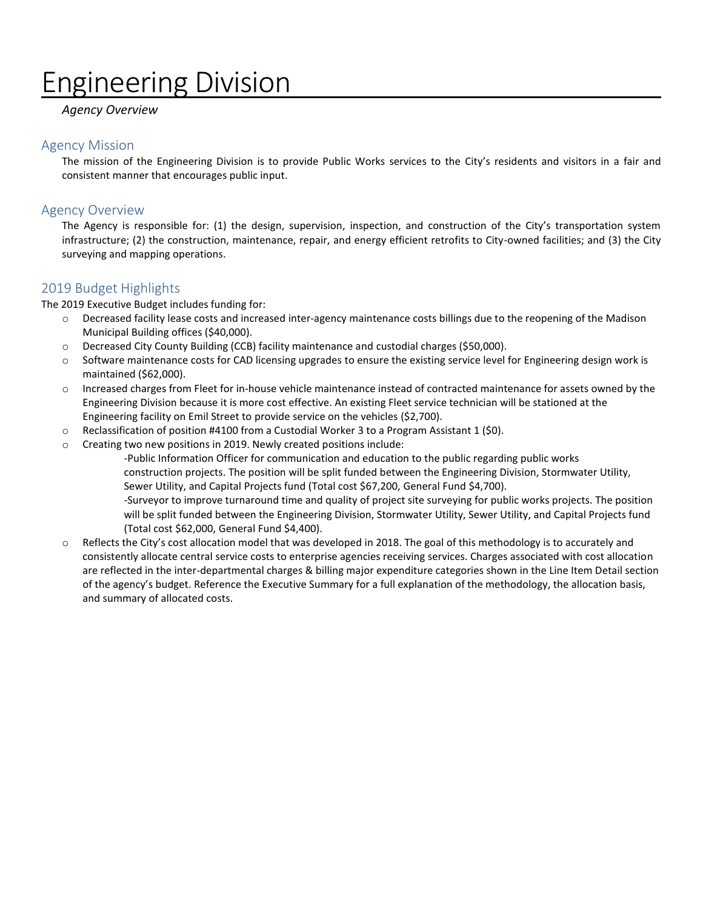# Engineering Division

*Agency Overview*

## Agency Mission

The mission of the Engineering Division is to provide Public Works services to the City's residents and visitors in a fair and consistent manner that encourages public input.

## Agency Overview

The Agency is responsible for: (1) the design, supervision, inspection, and construction of the City's transportation system infrastructure; (2) the construction, maintenance, repair, and energy efficient retrofits to City-owned facilities; and (3) the City surveying and mapping operations.

## 2019 Budget Highlights

The 2019 Executive Budget includes funding for:

- Decreased facility lease costs and increased inter-agency maintenance costs billings due to the reopening of the Madison Municipal Building offices ($40,000).
- Decreased City County Building (CCB) facility maintenance and custodial charges ($50,000).
- Software maintenance costs for CAD licensing upgrades to ensure the existing service level for Engineering design work is maintained ($62,000).
- Increased charges from Fleet for in-house vehicle maintenance instead of contracted maintenance for assets owned by the Engineering Division because it is more cost effective. An existing Fleet service technician will be stationed at the Engineering facility on Emil Street to provide service on the vehicles ($2,700).
- Reclassification of position #4100 from a Custodial Worker 3 to a Program Assistant 1 ($0).
- Creating two new positions in 2019. Newly created positions include:
  - -Public Information Officer for communication and education to the public regarding public works construction projects. The position will be split funded between the Engineering Division, Stormwater Utility, Sewer Utility, and Capital Projects fund (Total cost $67,200, General Fund $4,700).
  - -Surveyor to improve turnaround time and quality of project site surveying for public works projects. The position will be split funded between the Engineering Division, Stormwater Utility, Sewer Utility, and Capital Projects fund (Total cost $62,000, General Fund $4,400).
- Reflects the City's cost allocation model that was developed in 2018. The goal of this methodology is to accurately and consistently allocate central service costs to enterprise agencies receiving services. Charges associated with cost allocation are reflected in the inter-departmental charges & billing major expenditure categories shown in the Line Item Detail section of the agency's budget. Reference the Executive Summary for a full explanation of the methodology, the allocation basis, and summary of allocated costs.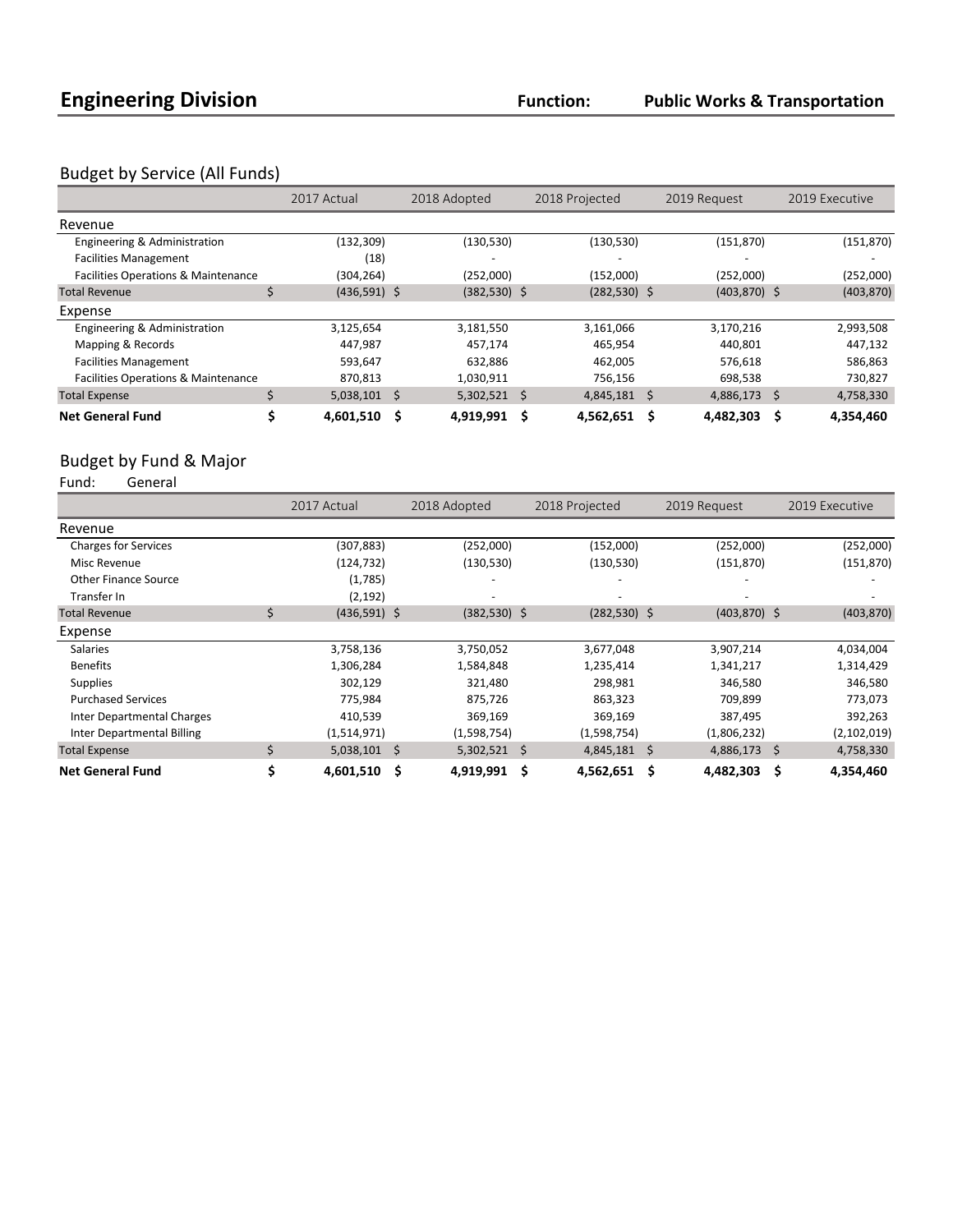# Engineering Division

**Function:** **Public Works & Transportation**

## Budget by Service (All Funds)

| | 2017 Actual | 2018 Adopted | 2018 Projected | 2019 Request | 2019 Executive |
|---|---|---|---|---|---|
| **Revenue** | | | | | |
| Engineering & Administration | (132,309) | (130,530) | (130,530) | (151,870) | (151,870) |
| Facilities Management | (18) | - | - | - | - |
| Facilities Operations & Maintenance | (304,264) | (252,000) | (152,000) | (252,000) | (252,000) |
| Total Revenue | $ (436,591) | $ (382,530) | $ (282,530) | $ (403,870) | $ (403,870) |
| **Expense** | | | | | |
| Engineering & Administration | 3,125,654 | 3,181,550 | 3,161,066 | 3,170,216 | 2,993,508 |
| Mapping & Records | 447,987 | 457,174 | 465,954 | 440,801 | 447,132 |
| Facilities Management | 593,647 | 632,886 | 462,005 | 576,618 | 586,863 |
| Facilities Operations & Maintenance | 870,813 | 1,030,911 | 756,156 | 698,538 | 730,827 |
| Total Expense | $ 5,038,101 | $ 5,302,521 | $ 4,845,181 | $ 4,886,173 | $ 4,758,330 |
| **Net General Fund** | **$ 4,601,510** | **$ 4,919,991** | **$ 4,562,651** | **$ 4,482,303** | **$ 4,354,460** |

## Budget by Fund & Major

Fund: General

| | 2017 Actual | 2018 Adopted | 2018 Projected | 2019 Request | 2019 Executive |
|---|---|---|---|---|---|
| **Revenue** | | | | | |
| Charges for Services | (307,883) | (252,000) | (152,000) | (252,000) | (252,000) |
| Misc Revenue | (124,732) | (130,530) | (130,530) | (151,870) | (151,870) |
| Other Finance Source | (1,785) | - | - | - | - |
| Transfer In | (2,192) | - | - | - | - |
| Total Revenue | $ (436,591) | $ (382,530) | $ (282,530) | $ (403,870) | $ (403,870) |
| **Expense** | | | | | |
| Salaries | 3,758,136 | 3,750,052 | 3,677,048 | 3,907,214 | 4,034,004 |
| Benefits | 1,306,284 | 1,584,848 | 1,235,414 | 1,341,217 | 1,314,429 |
| Supplies | 302,129 | 321,480 | 298,981 | 346,580 | 346,580 |
| Purchased Services | 775,984 | 875,726 | 863,323 | 709,899 | 773,073 |
| Inter Departmental Charges | 410,539 | 369,169 | 369,169 | 387,495 | 392,263 |
| Inter Departmental Billing | (1,514,971) | (1,598,754) | (1,598,754) | (1,806,232) | (2,102,019) |
| Total Expense | $ 5,038,101 | $ 5,302,521 | $ 4,845,181 | $ 4,886,173 | $ 4,758,330 |
| **Net General Fund** | **$ 4,601,510** | **$ 4,919,991** | **$ 4,562,651** | **$ 4,482,303** | **$ 4,354,460** |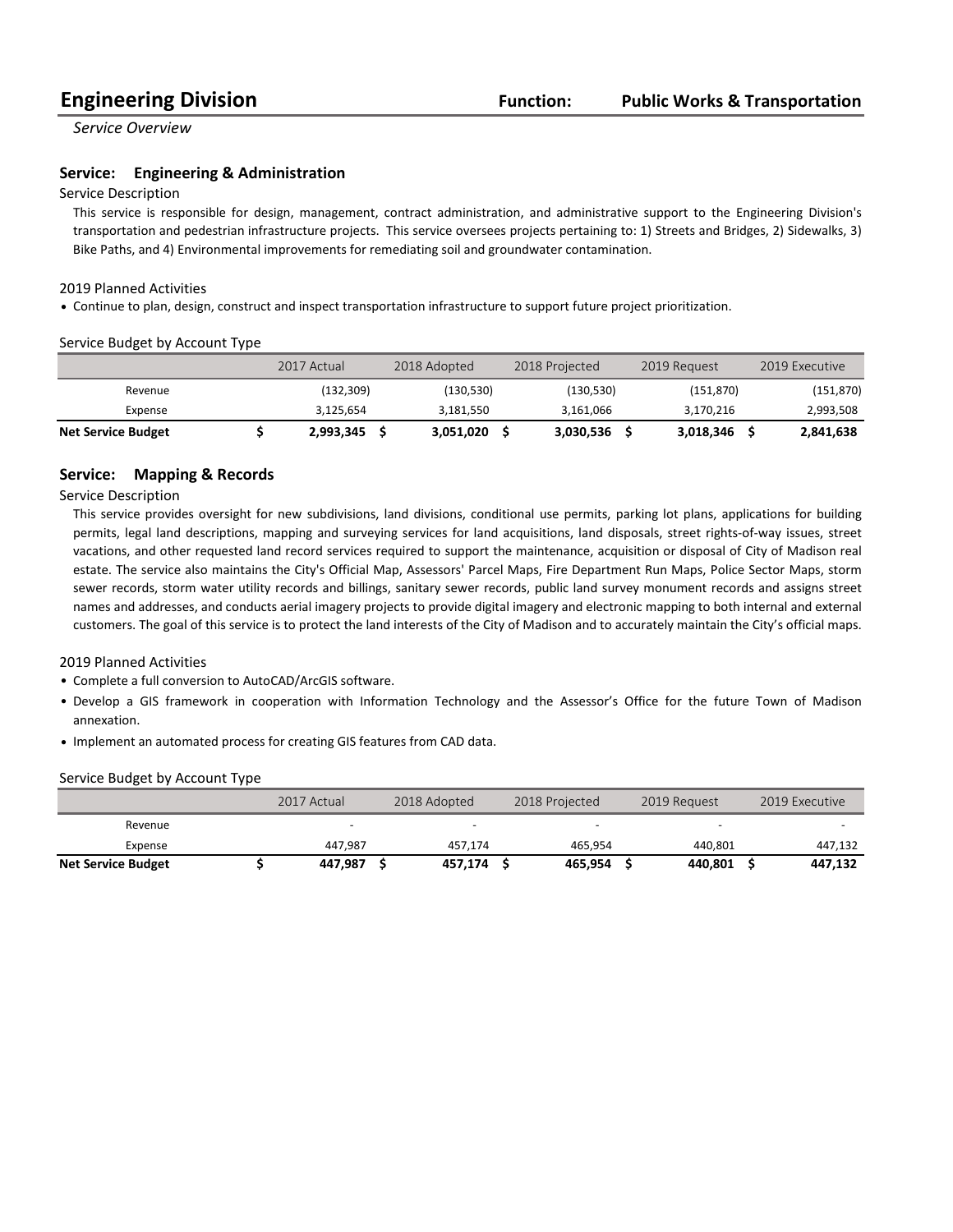# Engineering Division

**Function:** **Public Works & Transportation**

*Service Overview*

## Service: Engineering & Administration

Service Description

This service is responsible for design, management, contract administration, and administrative support to the Engineering Division's transportation and pedestrian infrastructure projects. This service oversees projects pertaining to: 1) Streets and Bridges, 2) Sidewalks, 3) Bike Paths, and 4) Environmental improvements for remediating soil and groundwater contamination.

2019 Planned Activities

- Continue to plan, design, construct and inspect transportation infrastructure to support future project prioritization.

Service Budget by Account Type

| | 2017 Actual | 2018 Adopted | 2018 Projected | 2019 Request | 2019 Executive |
|---|---|---|---|---|---|
| Revenue | (132,309) | (130,530) | (130,530) | (151,870) | (151,870) |
| Expense | 3,125,654 | 3,181,550 | 3,161,066 | 3,170,216 | 2,993,508 |
| **Net Service Budget** | **$ 2,993,345** | **$ 3,051,020** | **$ 3,030,536** | **$ 3,018,346** | **$ 2,841,638** |

## Service: Mapping & Records

Service Description

This service provides oversight for new subdivisions, land divisions, conditional use permits, parking lot plans, applications for building permits, legal land descriptions, mapping and surveying services for land acquisitions, land disposals, street rights-of-way issues, street vacations, and other requested land record services required to support the maintenance, acquisition or disposal of City of Madison real estate. The service also maintains the City's Official Map, Assessors' Parcel Maps, Fire Department Run Maps, Police Sector Maps, storm sewer records, storm water utility records and billings, sanitary sewer records, public land survey monument records and assigns street names and addresses, and conducts aerial imagery projects to provide digital imagery and electronic mapping to both internal and external customers. The goal of this service is to protect the land interests of the City of Madison and to accurately maintain the City's official maps.

2019 Planned Activities

- Complete a full conversion to AutoCAD/ArcGIS software.
- Develop a GIS framework in cooperation with Information Technology and the Assessor's Office for the future Town of Madison annexation.
- Implement an automated process for creating GIS features from CAD data.

Service Budget by Account Type

| | 2017 Actual | 2018 Adopted | 2018 Projected | 2019 Request | 2019 Executive |
|---|---|---|---|---|---|
| Revenue | - | - | - | - | - |
| Expense | 447,987 | 457,174 | 465,954 | 440,801 | 447,132 |
| **Net Service Budget** | **$ 447,987** | **$ 457,174** | **$ 465,954** | **$ 440,801** | **$ 447,132** |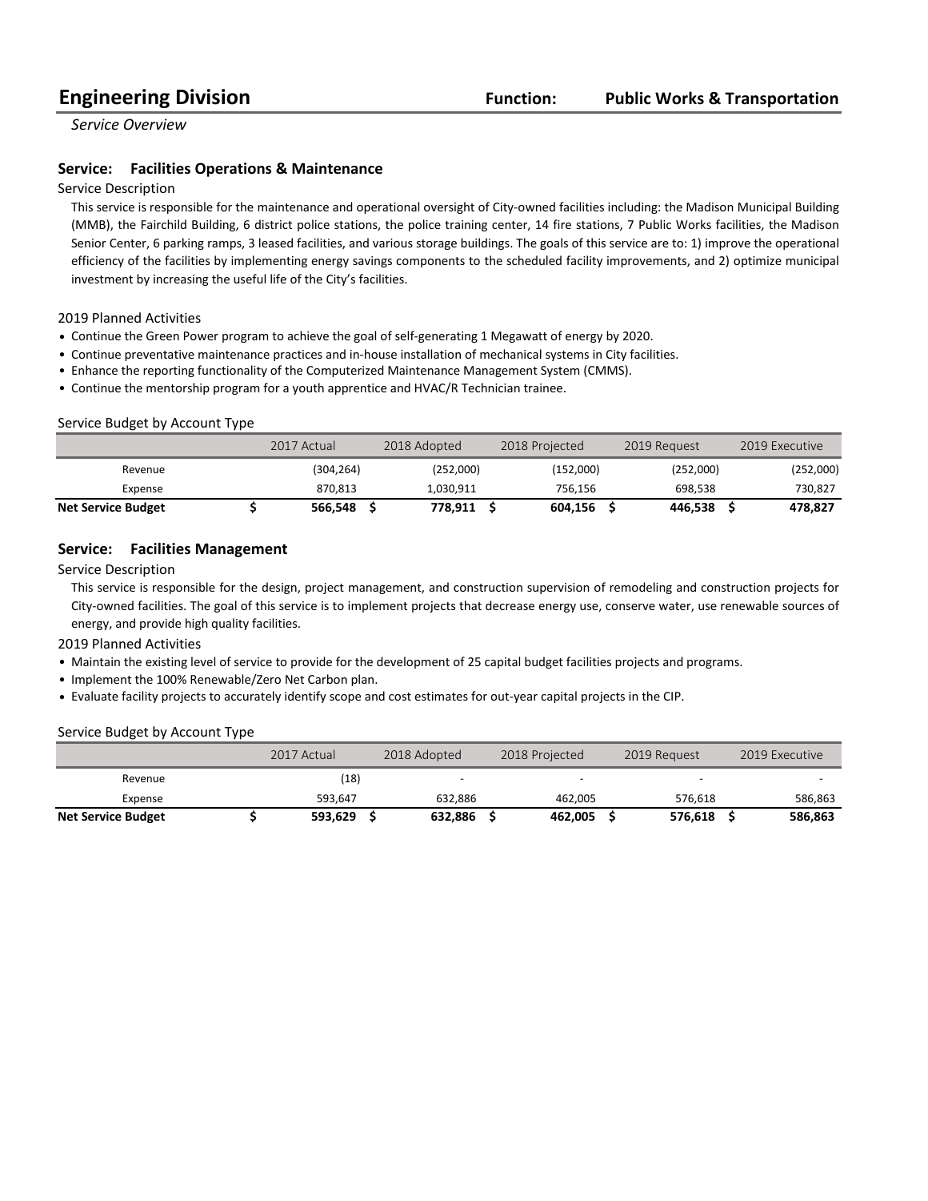# Engineering Division

**Function:** **Public Works & Transportation**

*Service Overview*

## Service: Facilities Operations & Maintenance

### Service Description

This service is responsible for the maintenance and operational oversight of City-owned facilities including: the Madison Municipal Building (MMB), the Fairchild Building, 6 district police stations, the police training center, 14 fire stations, 7 Public Works facilities, the Madison Senior Center, 6 parking ramps, 3 leased facilities, and various storage buildings. The goals of this service are to: 1) improve the operational efficiency of the facilities by implementing energy savings components to the scheduled facility improvements, and 2) optimize municipal investment by increasing the useful life of the City's facilities.

### 2019 Planned Activities

- Continue the Green Power program to achieve the goal of self-generating 1 Megawatt of energy by 2020.
- Continue preventative maintenance practices and in-house installation of mechanical systems in City facilities.
- Enhance the reporting functionality of the Computerized Maintenance Management System (CMMS).
- Continue the mentorship program for a youth apprentice and HVAC/R Technician trainee.

### Service Budget by Account Type

| | 2017 Actual | 2018 Adopted | 2018 Projected | 2019 Request | 2019 Executive |
|---|---|---|---|---|---|
| Revenue | (304,264) | (252,000) | (152,000) | (252,000) | (252,000) |
| Expense | 870,813 | 1,030,911 | 756,156 | 698,538 | 730,827 |
| **Net Service Budget** | **$ 566,548** | **$ 778,911** | **$ 604,156** | **$ 446,538** | **$ 478,827** |

## Service: Facilities Management

### Service Description

This service is responsible for the design, project management, and construction supervision of remodeling and construction projects for City-owned facilities. The goal of this service is to implement projects that decrease energy use, conserve water, use renewable sources of energy, and provide high quality facilities.

### 2019 Planned Activities

- Maintain the existing level of service to provide for the development of 25 capital budget facilities projects and programs.
- Implement the 100% Renewable/Zero Net Carbon plan.
- Evaluate facility projects to accurately identify scope and cost estimates for out-year capital projects in the CIP.

### Service Budget by Account Type

| | 2017 Actual | 2018 Adopted | 2018 Projected | 2019 Request | 2019 Executive |
|---|---|---|---|---|---|
| Revenue | (18) | - | - | - | - |
| Expense | 593,647 | 632,886 | 462,005 | 576,618 | 586,863 |
| **Net Service Budget** | **$ 593,629** | **$ 632,886** | **$ 462,005** | **$ 576,618** | **$ 586,863** |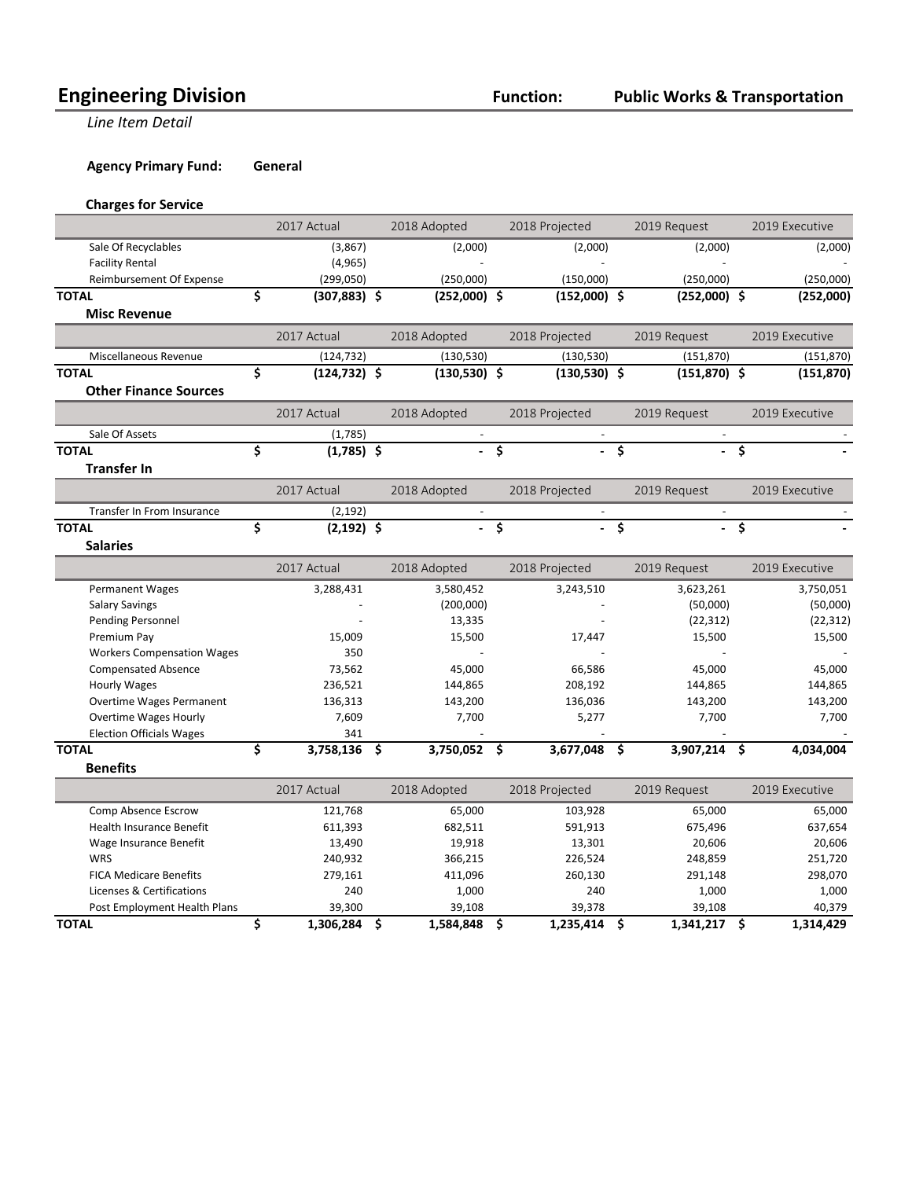# Engineering Division

**Function: Public Works & Transportation**

*Line Item Detail*

**Agency Primary Fund:** General

### Charges for Service

| | 2017 Actual | 2018 Adopted | 2018 Projected | 2019 Request | 2019 Executive |
|---|---|---|---|---|---|
| Sale Of Recyclables | (3,867) | (2,000) | (2,000) | (2,000) | (2,000) |
| Facility Rental | (4,965) | - | - | - | - |
| Reimbursement Of Expense | (299,050) | (250,000) | (150,000) | (250,000) | (250,000) |
| **TOTAL** | **$ (307,883)** | **$ (252,000)** | **$ (152,000)** | **$ (252,000)** | **$ (252,000)** |

### Misc Revenue

| | 2017 Actual | 2018 Adopted | 2018 Projected | 2019 Request | 2019 Executive |
|---|---|---|---|---|---|
| Miscellaneous Revenue | (124,732) | (130,530) | (130,530) | (151,870) | (151,870) |
| **TOTAL** | **$ (124,732)** | **$ (130,530)** | **$ (130,530)** | **$ (151,870)** | **$ (151,870)** |

### Other Finance Sources

| | 2017 Actual | 2018 Adopted | 2018 Projected | 2019 Request | 2019 Executive |
|---|---|---|---|---|---|
| Sale Of Assets | (1,785) | - | - | - | - |
| **TOTAL** | **$ (1,785)** | **$ -** | **$ -** | **$ -** | **$ -** |

### Transfer In

| | 2017 Actual | 2018 Adopted | 2018 Projected | 2019 Request | 2019 Executive |
|---|---|---|---|---|---|
| Transfer In From Insurance | (2,192) | - | - | - | - |
| **TOTAL** | **$ (2,192)** | **$ -** | **$ -** | **$ -** | **$ -** |

### Salaries

| | 2017 Actual | 2018 Adopted | 2018 Projected | 2019 Request | 2019 Executive |
|---|---|---|---|---|---|
| Permanent Wages | 3,288,431 | 3,580,452 | 3,243,510 | 3,623,261 | 3,750,051 |
| Salary Savings | - | (200,000) | - | (50,000) | (50,000) |
| Pending Personnel | - | 13,335 | - | (22,312) | (22,312) |
| Premium Pay | 15,009 | 15,500 | 17,447 | 15,500 | 15,500 |
| Workers Compensation Wages | 350 | - | - | - | - |
| Compensated Absence | 73,562 | 45,000 | 66,586 | 45,000 | 45,000 |
| Hourly Wages | 236,521 | 144,865 | 208,192 | 144,865 | 144,865 |
| Overtime Wages Permanent | 136,313 | 143,200 | 136,036 | 143,200 | 143,200 |
| Overtime Wages Hourly | 7,609 | 7,700 | 5,277 | 7,700 | 7,700 |
| Election Officials Wages | 341 | - | - | - | - |
| **TOTAL** | **$ 3,758,136** | **$ 3,750,052** | **$ 3,677,048** | **$ 3,907,214** | **$ 4,034,004** |

### Benefits

| | 2017 Actual | 2018 Adopted | 2018 Projected | 2019 Request | 2019 Executive |
|---|---|---|---|---|---|
| Comp Absence Escrow | 121,768 | 65,000 | 103,928 | 65,000 | 65,000 |
| Health Insurance Benefit | 611,393 | 682,511 | 591,913 | 675,496 | 637,654 |
| Wage Insurance Benefit | 13,490 | 19,918 | 13,301 | 20,606 | 20,606 |
| WRS | 240,932 | 366,215 | 226,524 | 248,859 | 251,720 |
| FICA Medicare Benefits | 279,161 | 411,096 | 260,130 | 291,148 | 298,070 |
| Licenses & Certifications | 240 | 1,000 | 240 | 1,000 | 1,000 |
| Post Employment Health Plans | 39,300 | 39,108 | 39,378 | 39,108 | 40,379 |
| **TOTAL** | **$ 1,306,284** | **$ 1,584,848** | **$ 1,235,414** | **$ 1,341,217** | **$ 1,314,429** |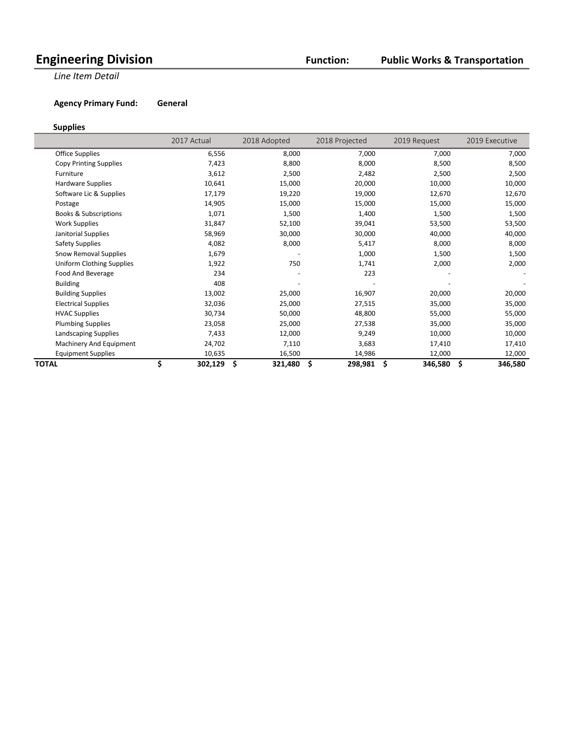# Engineering Division

**Function:** **Public Works & Transportation**

*Line Item Detail*

**Agency Primary Fund:** **General**

### Supplies

| | 2017 Actual | 2018 Adopted | 2018 Projected | 2019 Request | 2019 Executive |
|---|---|---|---|---|---|
| Office Supplies | 6,556 | 8,000 | 7,000 | 7,000 | 7,000 |
| Copy Printing Supplies | 7,423 | 8,800 | 8,000 | 8,500 | 8,500 |
| Furniture | 3,612 | 2,500 | 2,482 | 2,500 | 2,500 |
| Hardware Supplies | 10,641 | 15,000 | 20,000 | 10,000 | 10,000 |
| Software Lic & Supplies | 17,179 | 19,220 | 19,000 | 12,670 | 12,670 |
| Postage | 14,905 | 15,000 | 15,000 | 15,000 | 15,000 |
| Books & Subscriptions | 1,071 | 1,500 | 1,400 | 1,500 | 1,500 |
| Work Supplies | 31,847 | 52,100 | 39,041 | 53,500 | 53,500 |
| Janitorial Supplies | 58,969 | 30,000 | 30,000 | 40,000 | 40,000 |
| Safety Supplies | 4,082 | 8,000 | 5,417 | 8,000 | 8,000 |
| Snow Removal Supplies | 1,679 | - | 1,000 | 1,500 | 1,500 |
| Uniform Clothing Supplies | 1,922 | 750 | 1,741 | 2,000 | 2,000 |
| Food And Beverage | 234 | - | 223 | - | - |
| Building | 408 | - | - | - | - |
| Building Supplies | 13,002 | 25,000 | 16,907 | 20,000 | 20,000 |
| Electrical Supplies | 32,036 | 25,000 | 27,515 | 35,000 | 35,000 |
| HVAC Supplies | 30,734 | 50,000 | 48,800 | 55,000 | 55,000 |
| Plumbing Supplies | 23,058 | 25,000 | 27,538 | 35,000 | 35,000 |
| Landscaping Supplies | 7,433 | 12,000 | 9,249 | 10,000 | 10,000 |
| Machinery And Equipment | 24,702 | 7,110 | 3,683 | 17,410 | 17,410 |
| Equipment Supplies | 10,635 | 16,500 | 14,986 | 12,000 | 12,000 |
| **TOTAL** | **$ 302,129** | **$ 321,480** | **$ 298,981** | **$ 346,580** | **$ 346,580** |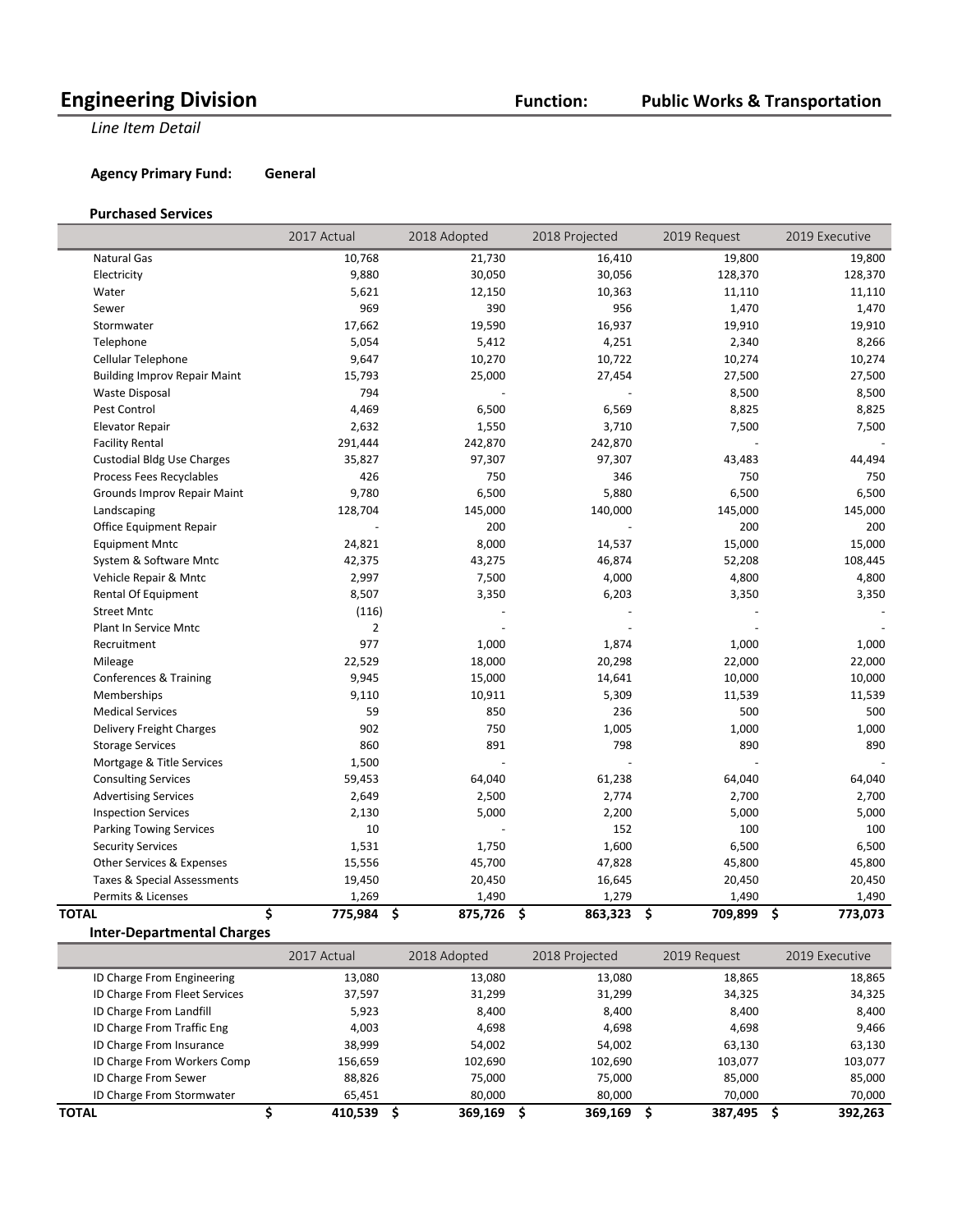# Engineering Division

**Function:** **Public Works & Transportation**

*Line Item Detail*

**Agency Primary Fund:** **General**

### Purchased Services

| | 2017 Actual | 2018 Adopted | 2018 Projected | 2019 Request | 2019 Executive |
|---|---|---|---|---|---|
| Natural Gas | 10,768 | 21,730 | 16,410 | 19,800 | 19,800 |
| Electricity | 9,880 | 30,050 | 30,056 | 128,370 | 128,370 |
| Water | 5,621 | 12,150 | 10,363 | 11,110 | 11,110 |
| Sewer | 969 | 390 | 956 | 1,470 | 1,470 |
| Stormwater | 17,662 | 19,590 | 16,937 | 19,910 | 19,910 |
| Telephone | 5,054 | 5,412 | 4,251 | 2,340 | 8,266 |
| Cellular Telephone | 9,647 | 10,270 | 10,722 | 10,274 | 10,274 |
| Building Improv Repair Maint | 15,793 | 25,000 | 27,454 | 27,500 | 27,500 |
| Waste Disposal | 794 | - | - | 8,500 | 8,500 |
| Pest Control | 4,469 | 6,500 | 6,569 | 8,825 | 8,825 |
| Elevator Repair | 2,632 | 1,550 | 3,710 | 7,500 | 7,500 |
| Facility Rental | 291,444 | 242,870 | 242,870 | - | - |
| Custodial Bldg Use Charges | 35,827 | 97,307 | 97,307 | 43,483 | 44,494 |
| Process Fees Recyclables | 426 | 750 | 346 | 750 | 750 |
| Grounds Improv Repair Maint | 9,780 | 6,500 | 5,880 | 6,500 | 6,500 |
| Landscaping | 128,704 | 145,000 | 140,000 | 145,000 | 145,000 |
| Office Equipment Repair | - | 200 | - | 200 | 200 |
| Equipment Mntc | 24,821 | 8,000 | 14,537 | 15,000 | 15,000 |
| System & Software Mntc | 42,375 | 43,275 | 46,874 | 52,208 | 108,445 |
| Vehicle Repair & Mntc | 2,997 | 7,500 | 4,000 | 4,800 | 4,800 |
| Rental Of Equipment | 8,507 | 3,350 | 6,203 | 3,350 | 3,350 |
| Street Mntc | (116) | - | - | - | - |
| Plant In Service Mntc | 2 | - | - | - | - |
| Recruitment | 977 | 1,000 | 1,874 | 1,000 | 1,000 |
| Mileage | 22,529 | 18,000 | 20,298 | 22,000 | 22,000 |
| Conferences & Training | 9,945 | 15,000 | 14,641 | 10,000 | 10,000 |
| Memberships | 9,110 | 10,911 | 5,309 | 11,539 | 11,539 |
| Medical Services | 59 | 850 | 236 | 500 | 500 |
| Delivery Freight Charges | 902 | 750 | 1,005 | 1,000 | 1,000 |
| Storage Services | 860 | 891 | 798 | 890 | 890 |
| Mortgage & Title Services | 1,500 | - | - | - | - |
| Consulting Services | 59,453 | 64,040 | 61,238 | 64,040 | 64,040 |
| Advertising Services | 2,649 | 2,500 | 2,774 | 2,700 | 2,700 |
| Inspection Services | 2,130 | 5,000 | 2,200 | 5,000 | 5,000 |
| Parking Towing Services | 10 | - | 152 | 100 | 100 |
| Security Services | 1,531 | 1,750 | 1,600 | 6,500 | 6,500 |
| Other Services & Expenses | 15,556 | 45,700 | 47,828 | 45,800 | 45,800 |
| Taxes & Special Assessments | 19,450 | 20,450 | 16,645 | 20,450 | 20,450 |
| Permits & Licenses | 1,269 | 1,490 | 1,279 | 1,490 | 1,490 |
| **TOTAL** | **$ 775,984** | **$ 875,726** | **$ 863,323** | **$ 709,899** | **$ 773,073** |

### Inter-Departmental Charges

| | 2017 Actual | 2018 Adopted | 2018 Projected | 2019 Request | 2019 Executive |
|---|---|---|---|---|---|
| ID Charge From Engineering | 13,080 | 13,080 | 13,080 | 18,865 | 18,865 |
| ID Charge From Fleet Services | 37,597 | 31,299 | 31,299 | 34,325 | 34,325 |
| ID Charge From Landfill | 5,923 | 8,400 | 8,400 | 8,400 | 8,400 |
| ID Charge From Traffic Eng | 4,003 | 4,698 | 4,698 | 4,698 | 9,466 |
| ID Charge From Insurance | 38,999 | 54,002 | 54,002 | 63,130 | 63,130 |
| ID Charge From Workers Comp | 156,659 | 102,690 | 102,690 | 103,077 | 103,077 |
| ID Charge From Sewer | 88,826 | 75,000 | 75,000 | 85,000 | 85,000 |
| ID Charge From Stormwater | 65,451 | 80,000 | 80,000 | 70,000 | 70,000 |
| **TOTAL** | **$ 410,539** | **$ 369,169** | **$ 369,169** | **$ 387,495** | **$ 392,263** |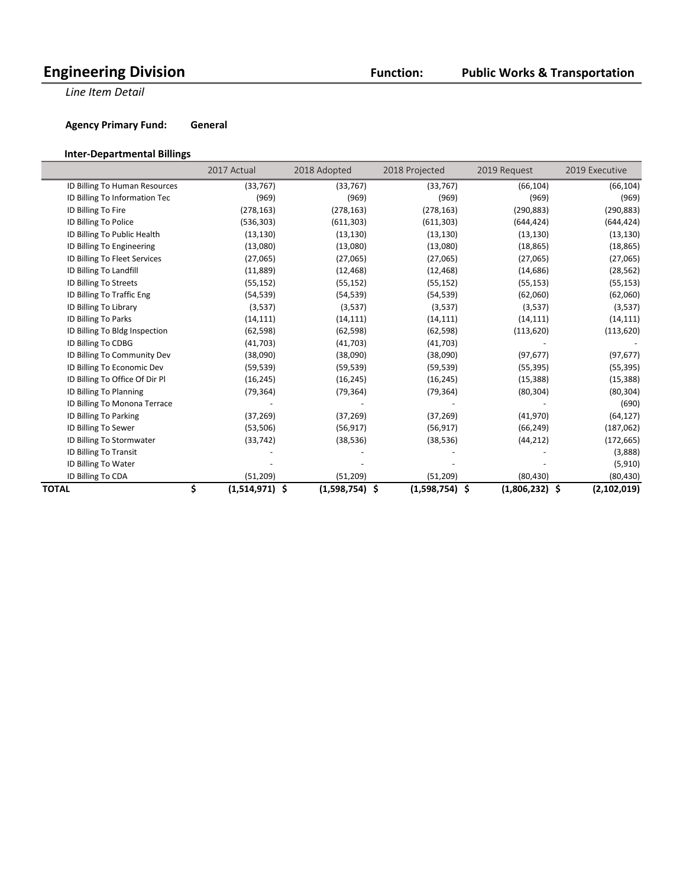# Engineering Division

**Function: Public Works & Transportation**

*Line Item Detail*

**Agency Primary Fund: General**

**Inter-Departmental Billings**

| | 2017 Actual | 2018 Adopted | 2018 Projected | 2019 Request | 2019 Executive |
|---|---|---|---|---|---|
| ID Billing To Human Resources | (33,767) | (33,767) | (33,767) | (66,104) | (66,104) |
| ID Billing To Information Tec | (969) | (969) | (969) | (969) | (969) |
| ID Billing To Fire | (278,163) | (278,163) | (278,163) | (290,883) | (290,883) |
| ID Billing To Police | (536,303) | (611,303) | (611,303) | (644,424) | (644,424) |
| ID Billing To Public Health | (13,130) | (13,130) | (13,130) | (13,130) | (13,130) |
| ID Billing To Engineering | (13,080) | (13,080) | (13,080) | (18,865) | (18,865) |
| ID Billing To Fleet Services | (27,065) | (27,065) | (27,065) | (27,065) | (27,065) |
| ID Billing To Landfill | (11,889) | (12,468) | (12,468) | (14,686) | (28,562) |
| ID Billing To Streets | (55,152) | (55,152) | (55,152) | (55,153) | (55,153) |
| ID Billing To Traffic Eng | (54,539) | (54,539) | (54,539) | (62,060) | (62,060) |
| ID Billing To Library | (3,537) | (3,537) | (3,537) | (3,537) | (3,537) |
| ID Billing To Parks | (14,111) | (14,111) | (14,111) | (14,111) | (14,111) |
| ID Billing To Bldg Inspection | (62,598) | (62,598) | (62,598) | (113,620) | (113,620) |
| ID Billing To CDBG | (41,703) | (41,703) | (41,703) | - | - |
| ID Billing To Community Dev | (38,090) | (38,090) | (38,090) | (97,677) | (97,677) |
| ID Billing To Economic Dev | (59,539) | (59,539) | (59,539) | (55,395) | (55,395) |
| ID Billing To Office Of Dir Pl | (16,245) | (16,245) | (16,245) | (15,388) | (15,388) |
| ID Billing To Planning | (79,364) | (79,364) | (79,364) | (80,304) | (80,304) |
| ID Billing To Monona Terrace | - | - | - | - | (690) |
| ID Billing To Parking | (37,269) | (37,269) | (37,269) | (41,970) | (64,127) |
| ID Billing To Sewer | (53,506) | (56,917) | (56,917) | (66,249) | (187,062) |
| ID Billing To Stormwater | (33,742) | (38,536) | (38,536) | (44,212) | (172,665) |
| ID Billing To Transit | - | - | - | - | (3,888) |
| ID Billing To Water | - | - | - | - | (5,910) |
| ID Billing To CDA | (51,209) | (51,209) | (51,209) | (80,430) | (80,430) |
| **TOTAL** | **$ (1,514,971)** | **$ (1,598,754)** | **$ (1,598,754)** | **$ (1,806,232)** | **$ (2,102,019)** |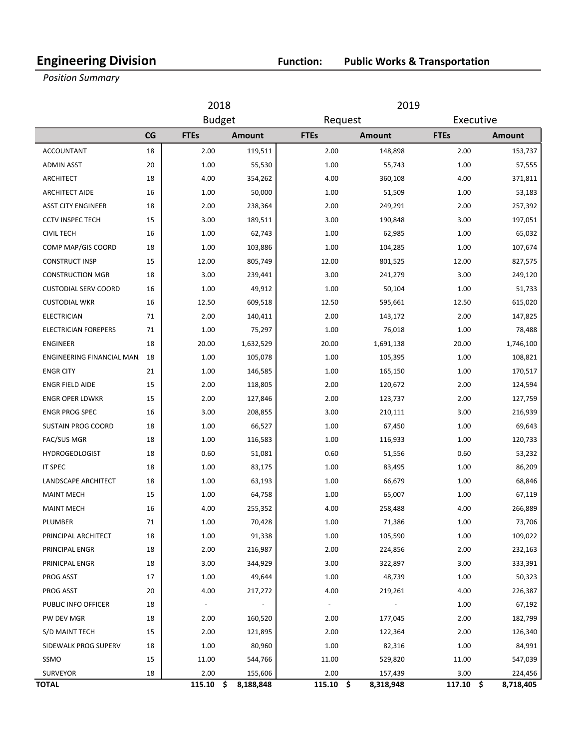## Engineering Division

**Function: Public Works & Transportation**

*Position Summary*

| | | 2018 | | 2019 | | | |
|---|---|---|---|---|---|---|---|
| | | Budget | | Request | | Executive | |
| | **CG** | **FTEs** | **Amount** | **FTEs** | **Amount** | **FTEs** | **Amount** |
| ACCOUNTANT | 18 | 2.00 | 119,511 | 2.00 | 148,898 | 2.00 | 153,737 |
| ADMIN ASST | 20 | 1.00 | 55,530 | 1.00 | 55,743 | 1.00 | 57,555 |
| ARCHITECT | 18 | 4.00 | 354,262 | 4.00 | 360,108 | 4.00 | 371,811 |
| ARCHITECT AIDE | 16 | 1.00 | 50,000 | 1.00 | 51,509 | 1.00 | 53,183 |
| ASST CITY ENGINEER | 18 | 2.00 | 238,364 | 2.00 | 249,291 | 2.00 | 257,392 |
| CCTV INSPEC TECH | 15 | 3.00 | 189,511 | 3.00 | 190,848 | 3.00 | 197,051 |
| CIVIL TECH | 16 | 1.00 | 62,743 | 1.00 | 62,985 | 1.00 | 65,032 |
| COMP MAP/GIS COORD | 18 | 1.00 | 103,886 | 1.00 | 104,285 | 1.00 | 107,674 |
| CONSTRUCT INSP | 15 | 12.00 | 805,749 | 12.00 | 801,525 | 12.00 | 827,575 |
| CONSTRUCTION MGR | 18 | 3.00 | 239,441 | 3.00 | 241,279 | 3.00 | 249,120 |
| CUSTODIAL SERV COORD | 16 | 1.00 | 49,912 | 1.00 | 50,104 | 1.00 | 51,733 |
| CUSTODIAL WKR | 16 | 12.50 | 609,518 | 12.50 | 595,661 | 12.50 | 615,020 |
| ELECTRICIAN | 71 | 2.00 | 140,411 | 2.00 | 143,172 | 2.00 | 147,825 |
| ELECTRICIAN FOREPERS | 71 | 1.00 | 75,297 | 1.00 | 76,018 | 1.00 | 78,488 |
| ENGINEER | 18 | 20.00 | 1,632,529 | 20.00 | 1,691,138 | 20.00 | 1,746,100 |
| ENGINEERING FINANCIAL MAN | 18 | 1.00 | 105,078 | 1.00 | 105,395 | 1.00 | 108,821 |
| ENGR CITY | 21 | 1.00 | 146,585 | 1.00 | 165,150 | 1.00 | 170,517 |
| ENGR FIELD AIDE | 15 | 2.00 | 118,805 | 2.00 | 120,672 | 2.00 | 124,594 |
| ENGR OPER LDWKR | 15 | 2.00 | 127,846 | 2.00 | 123,737 | 2.00 | 127,759 |
| ENGR PROG SPEC | 16 | 3.00 | 208,855 | 3.00 | 210,111 | 3.00 | 216,939 |
| SUSTAIN PROG COORD | 18 | 1.00 | 66,527 | 1.00 | 67,450 | 1.00 | 69,643 |
| FAC/SUS MGR | 18 | 1.00 | 116,583 | 1.00 | 116,933 | 1.00 | 120,733 |
| HYDROGEOLOGIST | 18 | 0.60 | 51,081 | 0.60 | 51,556 | 0.60 | 53,232 |
| IT SPEC | 18 | 1.00 | 83,175 | 1.00 | 83,495 | 1.00 | 86,209 |
| LANDSCAPE ARCHITECT | 18 | 1.00 | 63,193 | 1.00 | 66,679 | 1.00 | 68,846 |
| MAINT MECH | 15 | 1.00 | 64,758 | 1.00 | 65,007 | 1.00 | 67,119 |
| MAINT MECH | 16 | 4.00 | 255,352 | 4.00 | 258,488 | 4.00 | 266,889 |
| PLUMBER | 71 | 1.00 | 70,428 | 1.00 | 71,386 | 1.00 | 73,706 |
| PRINCIPAL ARCHITECT | 18 | 1.00 | 91,338 | 1.00 | 105,590 | 1.00 | 109,022 |
| PRINCIPAL ENGR | 18 | 2.00 | 216,987 | 2.00 | 224,856 | 2.00 | 232,163 |
| PRINICPAL ENGR | 18 | 3.00 | 344,929 | 3.00 | 322,897 | 3.00 | 333,391 |
| PROG ASST | 17 | 1.00 | 49,644 | 1.00 | 48,739 | 1.00 | 50,323 |
| PROG ASST | 20 | 4.00 | 217,272 | 4.00 | 219,261 | 4.00 | 226,387 |
| PUBLIC INFO OFFICER | 18 | - | - | - | - | 1.00 | 67,192 |
| PW DEV MGR | 18 | 2.00 | 160,520 | 2.00 | 177,045 | 2.00 | 182,799 |
| S/D MAINT TECH | 15 | 2.00 | 121,895 | 2.00 | 122,364 | 2.00 | 126,340 |
| SIDEWALK PROG SUPERV | 18 | 1.00 | 80,960 | 1.00 | 82,316 | 1.00 | 84,991 |
| SSMO | 15 | 11.00 | 544,766 | 11.00 | 529,820 | 11.00 | 547,039 |
| SURVEYOR | 18 | 2.00 | 155,606 | 2.00 | 157,439 | 3.00 | 224,456 |
| **TOTAL** | | **115.10** | **$ 8,188,848** | **115.10** | **$ 8,318,948** | **117.10** | **$ 8,718,405** |